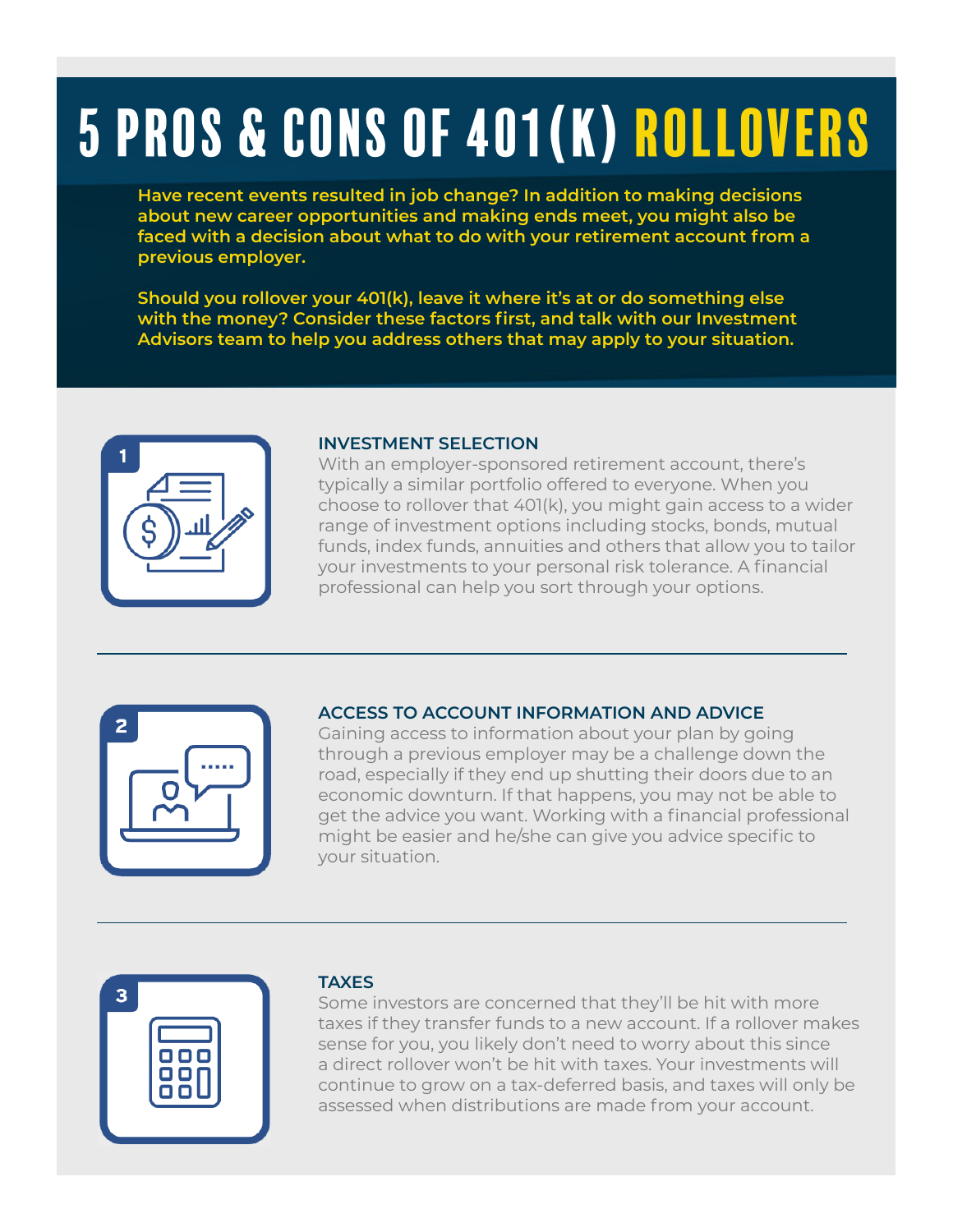# 5 PROS & CONS OF 401(K) ROLLOVERS

**Have recent events resulted in job change? In addition to making decisions about new career opportunities and making ends meet, you might also be faced with a decision about what to do with your retirement account from a previous employer.**

**Should you rollover your 401(k), leave it where it's at or do something else with the money? Consider these factors first, and talk with our Investment Advisors team to help you address others that may apply to your situation.**

## 1 INVESTMENT SELECTION

With an employer-sponsored retirement account, there's typically a similar portfolio offered to everyone. When you choose to rollover that 401(k), you might gain access to a wider range of investment options including stocks, bonds, mutual funds, index funds, annuities and others that allow you to tailor your investments to your personal risk tolerance. A financial professional can help you sort through your options.

---

## 2 ACCESS TO ACCOUNT INFORMATION AND ADVICE

Gaining access to information about your plan by going through a previous employer may be a challenge down the road, especially if they end up shutting their doors due to an economic downturn. If that happens, you may not be able to get the advice you want. Working with a financial professional might be easier and he/she can give you advice specific to your situation.

---

## 3 TAXES

Some investors are concerned that they'll be hit with more taxes if they transfer funds to a new account. If a rollover makes sense for you, you likely don't need to worry about this since a direct rollover won't be hit with taxes. Your investments will continue to grow on a tax-deferred basis, and taxes will only be assessed when distributions are made from your account.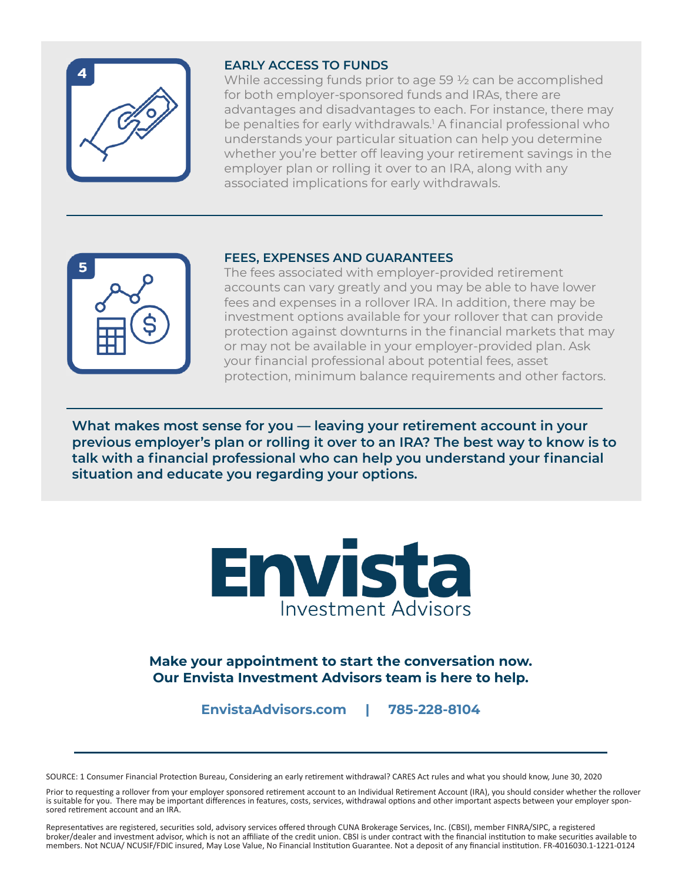4

### EARLY ACCESS TO FUNDS

While accessing funds prior to age 59 ½ can be accomplished for both employer-sponsored funds and IRAs, there are advantages and disadvantages to each. For instance, there may be penalties for early withdrawals.[1] A financial professional who understands your particular situation can help you determine whether you're better off leaving your retirement savings in the employer plan or rolling it over to an IRA, along with any associated implications for early withdrawals.

5

### FEES, EXPENSES AND GUARANTEES

The fees associated with employer-provided retirement accounts can vary greatly and you may be able to have lower fees and expenses in a rollover IRA. In addition, there may be investment options available for your rollover that can provide protection against downturns in the financial markets that may or may not be available in your employer-provided plan. Ask your financial professional about potential fees, asset protection, minimum balance requirements and other factors.

**What makes most sense for you — leaving your retirement account in your previous employer's plan or rolling it over to an IRA? The best way to know is to talk with a financial professional who can help you understand your financial situation and educate you regarding your options.**

**Envista**
Investment Advisors

**Make your appointment to start the conversation now.**
**Our Envista Investment Advisors team is here to help.**

**EnvistaAdvisors.com | 785-228-8104**

SOURCE: 1 Consumer Financial Protection Bureau, Considering an early retirement withdrawal? CARES Act rules and what you should know, June 30, 2020

Prior to requesting a rollover from your employer sponsored retirement account to an Individual Retirement Account (IRA), you should consider whether the rollover is suitable for you. There may be important differences in features, costs, services, withdrawal options and other important aspects between your employer sponsored retirement account and an IRA.

Representatives are registered, securities sold, advisory services offered through CUNA Brokerage Services, Inc. (CBSI), member FINRA/SIPC, a registered broker/dealer and investment advisor, which is not an affiliate of the credit union. CBSI is under contract with the financial institution to make securities available to members. Not NCUA/ NCUSIF/FDIC insured, May Lose Value, No Financial Institution Guarantee. Not a deposit of any financial institution. FR-4016030.1-1221-0124